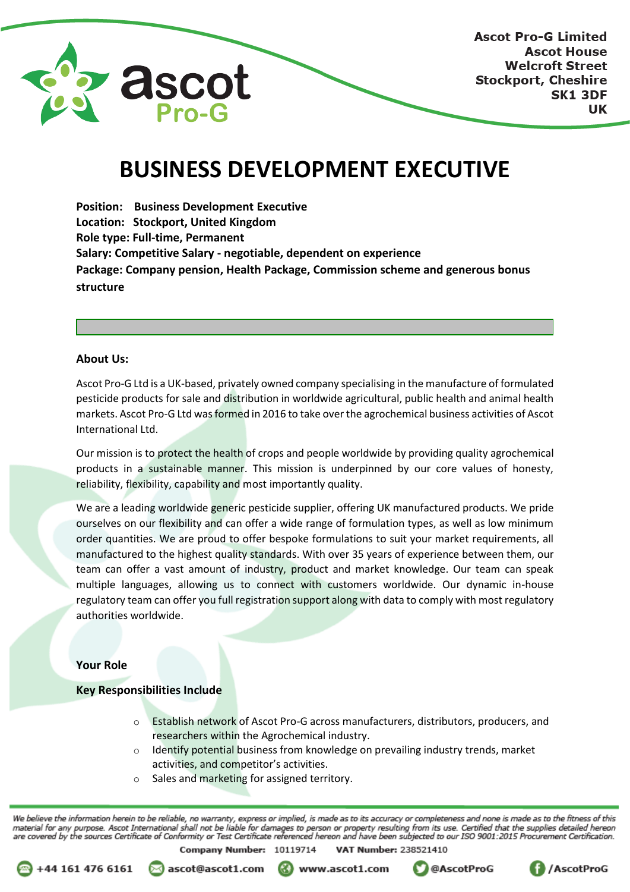Ascot Pro-G Limited
Ascot House
Welcroft Street
Stockport, Cheshire
SK1 3DF
UK

# BUSINESS DEVELOPMENT EXECUTIVE

**Position: Business Development Executive**
**Location: Stockport, United Kingdom**
**Role type: Full-time, Permanent**
**Salary: Competitive Salary - negotiable, dependent on experience**
**Package: Company pension, Health Package, Commission scheme and generous bonus structure**

## About Us:

Ascot Pro-G Ltd is a UK-based, privately owned company specialising in the manufacture of formulated pesticide products for sale and distribution in worldwide agricultural, public health and animal health markets. Ascot Pro-G Ltd was formed in 2016 to take over the agrochemical business activities of Ascot International Ltd.

Our mission is to protect the health of crops and people worldwide by providing quality agrochemical products in a sustainable manner. This mission is underpinned by our core values of honesty, reliability, flexibility, capability and most importantly quality.

We are a leading worldwide generic pesticide supplier, offering UK manufactured products. We pride ourselves on our flexibility and can offer a wide range of formulation types, as well as low minimum order quantities. We are proud to offer bespoke formulations to suit your market requirements, all manufactured to the highest quality standards. With over 35 years of experience between them, our team can offer a vast amount of industry, product and market knowledge. Our team can speak multiple languages, allowing us to connect with customers worldwide. Our dynamic in-house regulatory team can offer you full registration support along with data to comply with most regulatory authorities worldwide.

## Your Role

### Key Responsibilities Include

- Establish network of Ascot Pro-G across manufacturers, distributors, producers, and researchers within the Agrochemical industry.
- Identify potential business from knowledge on prevailing industry trends, market activities, and competitor's activities.
- Sales and marketing for assigned territory.

*We believe the information herein to be reliable, no warranty, express or implied, is made as to its accuracy or completeness and none is made as to the fitness of this material for any purpose. Ascot International shall not be liable for damages to person or property resulting from its use. Certified that the supplies detailed hereon are covered by the sources Certificate of Conformity or Test Certificate referenced hereon and have been subjected to our ISO 9001:2015 Procurement Certification.*

**Company Number:** 10119714 **VAT Number:** 238521410

+44 161 476 6161 | ascot@ascot1.com | www.ascot1.com | @AscotProG | /AscotProG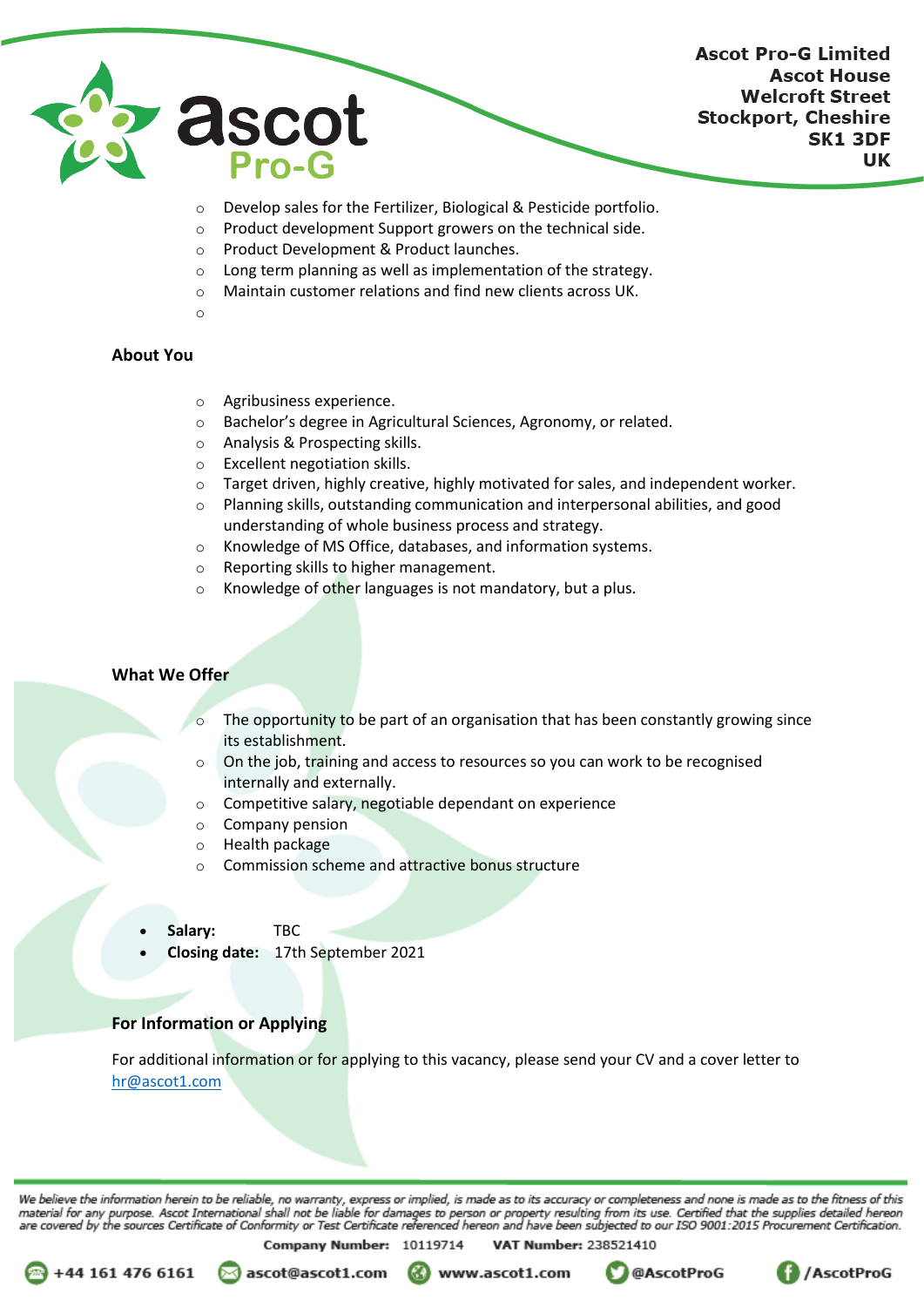- Develop sales for the Fertilizer, Biological & Pesticide portfolio.
- Product development Support growers on the technical side.
- Product Development & Product launches.
- Long term planning as well as implementation of the strategy.
- Maintain customer relations and find new clients across UK.

**About You**

- Agribusiness experience.
- Bachelor's degree in Agricultural Sciences, Agronomy, or related.
- Analysis & Prospecting skills.
- Excellent negotiation skills.
- Target driven, highly creative, highly motivated for sales, and independent worker.
- Planning skills, outstanding communication and interpersonal abilities, and good understanding of whole business process and strategy.
- Knowledge of MS Office, databases, and information systems.
- Reporting skills to higher management.
- Knowledge of other languages is not mandatory, but a plus.

**What We Offer**

- The opportunity to be part of an organisation that has been constantly growing since its establishment.
- On the job, training and access to resources so you can work to be recognised internally and externally.
- Competitive salary, negotiable dependant on experience
- Company pension
- Health package
- Commission scheme and attractive bonus structure

- **Salary:** TBC
- **Closing date:** 17th September 2021

**For Information or Applying**

For additional information or for applying to this vacancy, please send your CV and a cover letter to hr@ascot1.com